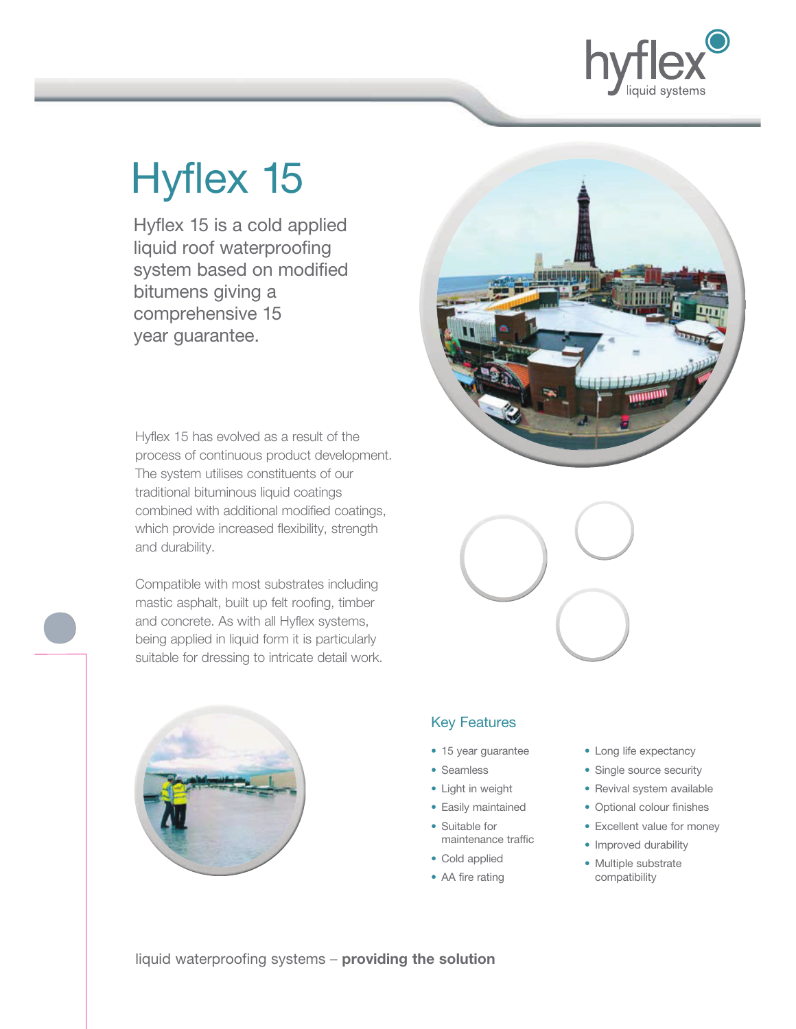hyflex liquid systems

# Hyflex 15

Hyflex 15 is a cold applied liquid roof waterproofing system based on modified bitumens giving a comprehensive 15 year guarantee.

Hyflex 15 has evolved as a result of the process of continuous product development. The system utilises constituents of our traditional bituminous liquid coatings combined with additional modified coatings, which provide increased flexibility, strength and durability.

Compatible with most substrates including mastic asphalt, built up felt roofing, timber and concrete. As with all Hyflex systems, being applied in liquid form it is particularly suitable for dressing to intricate detail work.

## Key Features

- 15 year guarantee
- Seamless
- Light in weight
- Easily maintained
- Suitable for maintenance traffic
- Cold applied
- AA fire rating
- Long life expectancy
- Single source security
- Revival system available
- Optional colour finishes
- Excellent value for money
- Improved durability
- Multiple substrate compatibility

liquid waterproofing systems – **providing the solution**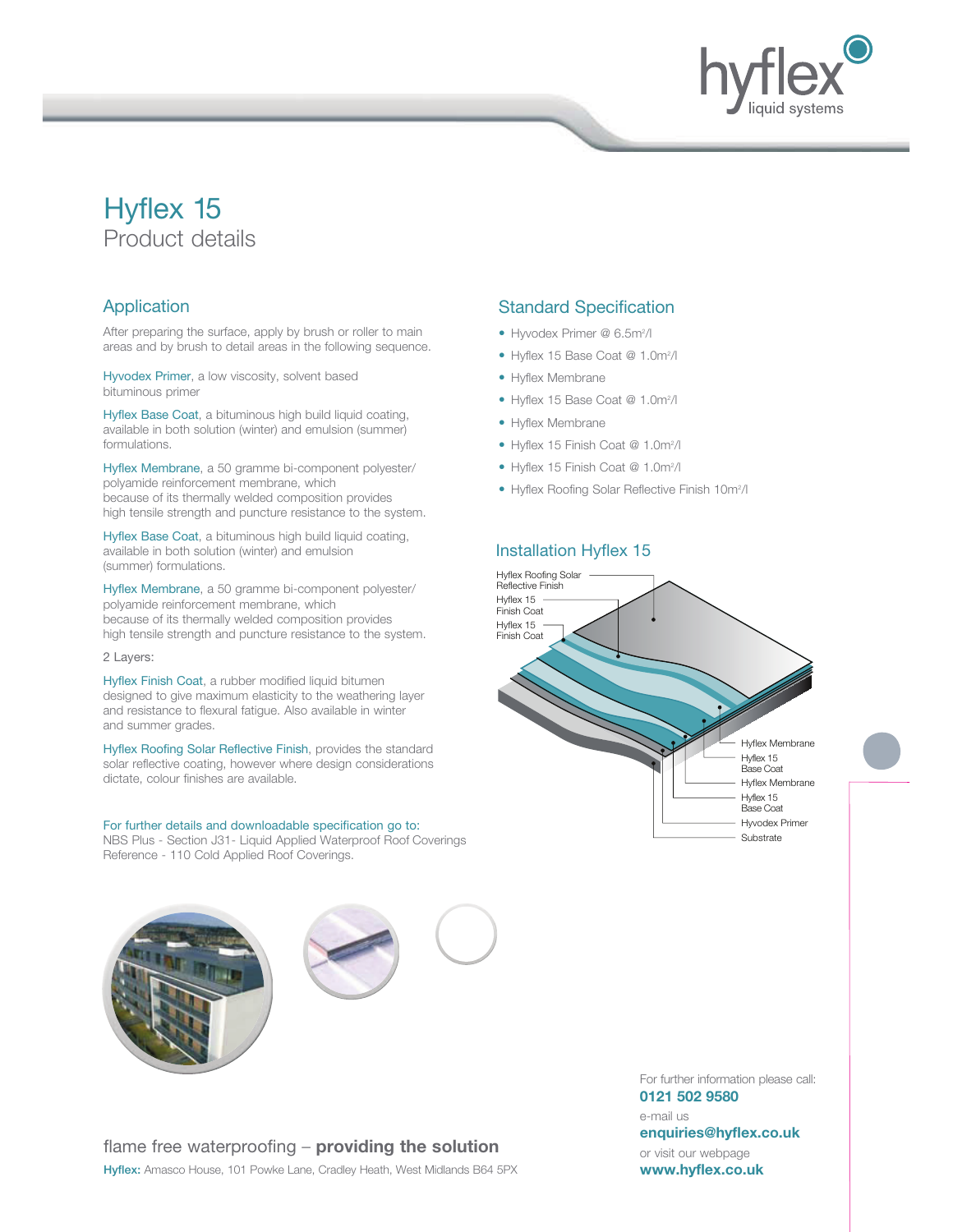# Hyflex 15

## Product details

## Application

After preparing the surface, apply by brush or roller to main areas and by brush to detail areas in the following sequence.

Hyvodex Primer, a low viscosity, solvent based bituminous primer

Hyflex Base Coat, a bituminous high build liquid coating, available in both solution (winter) and emulsion (summer) formulations.

Hyflex Membrane, a 50 gramme bi-component polyester/polyamide reinforcement membrane, which because of its thermally welded composition provides high tensile strength and puncture resistance to the system.

Hyflex Base Coat, a bituminous high build liquid coating, available in both solution (winter) and emulsion (summer) formulations.

Hyflex Membrane, a 50 gramme bi-component polyester/polyamide reinforcement membrane, which because of its thermally welded composition provides high tensile strength and puncture resistance to the system.

2 Layers:

Hyflex Finish Coat, a rubber modified liquid bitumen designed to give maximum elasticity to the weathering layer and resistance to flexural fatigue. Also available in winter and summer grades.

Hyflex Roofing Solar Reflective Finish, provides the standard solar reflective coating, however where design considerations dictate, colour finishes are available.

For further details and downloadable specification go to:
NBS Plus - Section J31- Liquid Applied Waterproof Roof Coverings
Reference - 110 Cold Applied Roof Coverings.

## Standard Specification

- Hyvodex Primer @ 6.5m²/l
- Hyflex 15 Base Coat @ 1.0m²/l
- Hyflex Membrane
- Hyflex 15 Base Coat @ 1.0m²/l
- Hyflex Membrane
- Hyflex 15 Finish Coat @ 1.0m²/l
- Hyflex 15 Finish Coat @ 1.0m²/l
- Hyflex Roofing Solar Reflective Finish 10m²/l

## Installation Hyflex 15

Hyflex Roofing Solar Reflective Finish

Hyflex 15 Finish Coat

Hyflex 15 Finish Coat

Hyflex Membrane

Hyflex 15 Base Coat

Hyflex Membrane

Hyflex 15 Base Coat

Hyvodex Primer

Substrate

flame free waterproofing – **providing the solution**

**Hyflex:** Amasco House, 101 Powke Lane, Cradley Heath, West Midlands B64 5PX

For further information please call:
**0121 502 9580**

e-mail us
**enquiries@hyflex.co.uk**

or visit our webpage
**www.hyflex.co.uk**